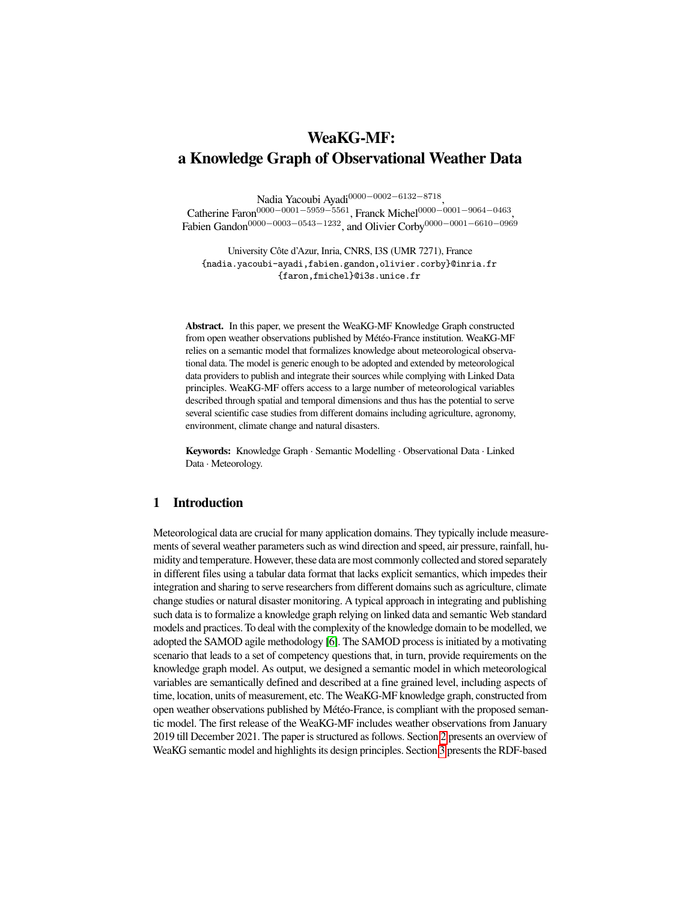# WeaKG-MF: a Knowledge Graph of Observational Weather Data

Nadia Yacoubi Ayadi[0000−0002−6132−8718], Catherine Faron[0000−0001−5959−5561], Franck Michel[0000−0001−9064−0463], Fabien Gandon[0000−0003−0543−1232], and Olivier Corby[0000−0001−6610−0969]

University Côte d'Azur, Inria, CNRS, I3S (UMR 7271), France
{nadia.yacoubi-ayadi,fabien.gandon,olivier.corby}@inria.fr
{faron,fmichel}@i3s.unice.fr

**Abstract.** In this paper, we present the WeaKG-MF Knowledge Graph constructed from open weather observations published by Météo-France institution. WeaKG-MF relies on a semantic model that formalizes knowledge about meteorological observational data. The model is generic enough to be adopted and extended by meteorological data providers to publish and integrate their sources while complying with Linked Data principles. WeaKG-MF offers access to a large number of meteorological variables described through spatial and temporal dimensions and thus has the potential to serve several scientific case studies from different domains including agriculture, agronomy, environment, climate change and natural disasters.

**Keywords:** Knowledge Graph · Semantic Modelling · Observational Data · Linked Data · Meteorology.

## 1 Introduction

Meteorological data are crucial for many application domains. They typically include measurements of several weather parameters such as wind direction and speed, air pressure, rainfall, humidity and temperature. However, these data are most commonly collected and stored separately in different files using a tabular data format that lacks explicit semantics, which impedes their integration and sharing to serve researchers from different domains such as agriculture, climate change studies or natural disaster monitoring. A typical approach in integrating and publishing such data is to formalize a knowledge graph relying on linked data and semantic Web standard models and practices. To deal with the complexity of the knowledge domain to be modelled, we adopted the SAMOD agile methodology [6]. The SAMOD process is initiated by a motivating scenario that leads to a set of competency questions that, in turn, provide requirements on the knowledge graph model. As output, we designed a semantic model in which meteorological variables are semantically defined and described at a fine grained level, including aspects of time, location, units of measurement, etc. The WeaKG-MF knowledge graph, constructed from open weather observations published by Météo-France, is compliant with the proposed semantic model. The first release of the WeaKG-MF includes weather observations from January 2019 till December 2021. The paper is structured as follows. Section 2 presents an overview of WeaKG semantic model and highlights its design principles. Section 3 presents the RDF-based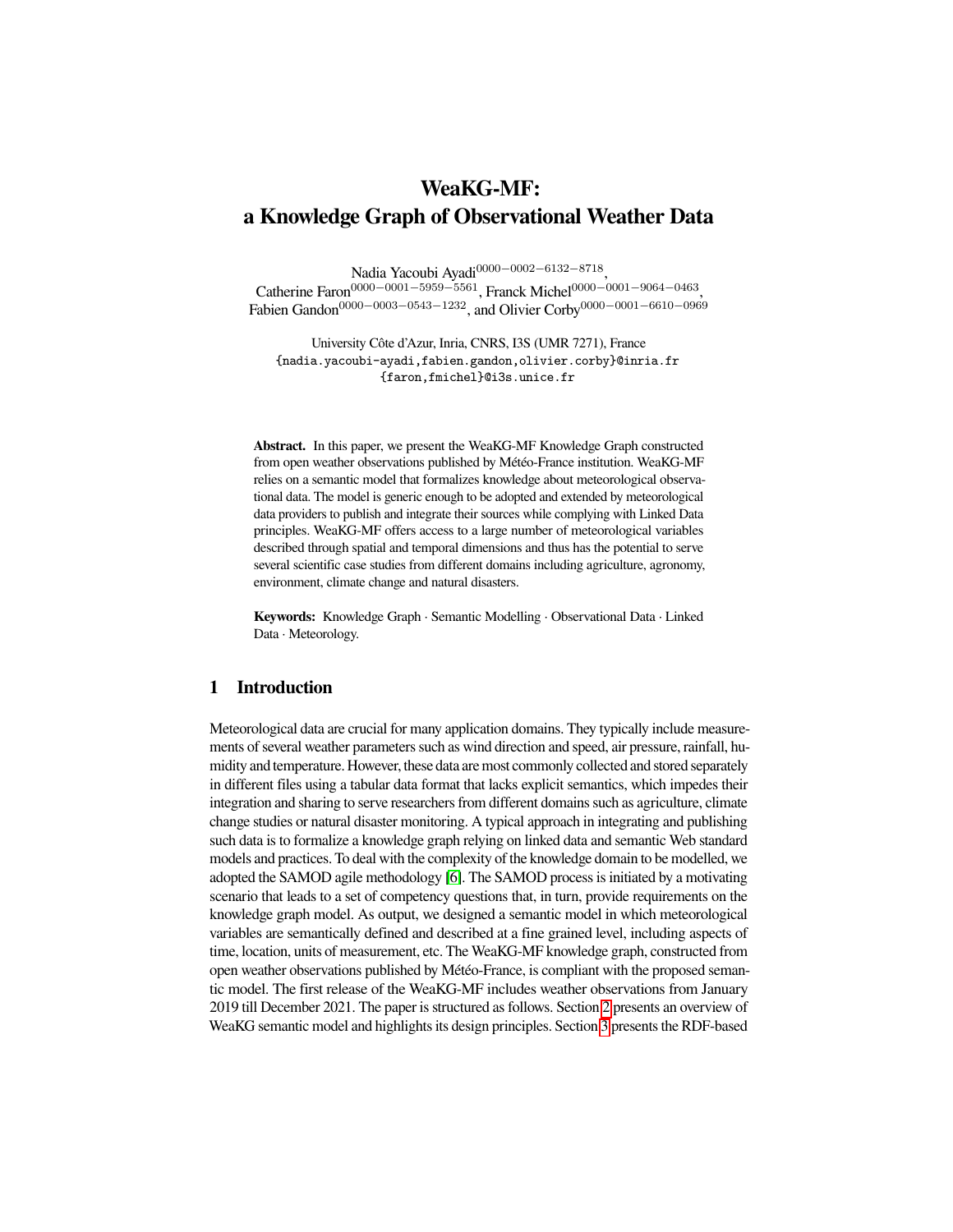# WeaKG-MF: a Knowledge Graph of Observational Weather Data

Nadia Yacoubi Ayadi[0000−0002−6132−8718], Catherine Faron[0000−0001−5959−5561], Franck Michel[0000−0001−9064−0463], Fabien Gandon[0000−0003−0543−1232], and Olivier Corby[0000−0001−6610−0969]

University Côte d'Azur, Inria, CNRS, I3S (UMR 7271), France
{nadia.yacoubi-ayadi,fabien.gandon,olivier.corby}@inria.fr
{faron,fmichel}@i3s.unice.fr

**Abstract.** In this paper, we present the WeaKG-MF Knowledge Graph constructed from open weather observations published by Météo-France institution. WeaKG-MF relies on a semantic model that formalizes knowledge about meteorological observational data. The model is generic enough to be adopted and extended by meteorological data providers to publish and integrate their sources while complying with Linked Data principles. WeaKG-MF offers access to a large number of meteorological variables described through spatial and temporal dimensions and thus has the potential to serve several scientific case studies from different domains including agriculture, agronomy, environment, climate change and natural disasters.

**Keywords:** Knowledge Graph · Semantic Modelling · Observational Data · Linked Data · Meteorology.

## 1 Introduction

Meteorological data are crucial for many application domains. They typically include measurements of several weather parameters such as wind direction and speed, air pressure, rainfall, humidity and temperature. However, these data are most commonly collected and stored separately in different files using a tabular data format that lacks explicit semantics, which impedes their integration and sharing to serve researchers from different domains such as agriculture, climate change studies or natural disaster monitoring. A typical approach in integrating and publishing such data is to formalize a knowledge graph relying on linked data and semantic Web standard models and practices. To deal with the complexity of the knowledge domain to be modelled, we adopted the SAMOD agile methodology [6]. The SAMOD process is initiated by a motivating scenario that leads to a set of competency questions that, in turn, provide requirements on the knowledge graph model. As output, we designed a semantic model in which meteorological variables are semantically defined and described at a fine grained level, including aspects of time, location, units of measurement, etc. The WeaKG-MF knowledge graph, constructed from open weather observations published by Météo-France, is compliant with the proposed semantic model. The first release of the WeaKG-MF includes weather observations from January 2019 till December 2021. The paper is structured as follows. Section 2 presents an overview of WeaKG semantic model and highlights its design principles. Section 3 presents the RDF-based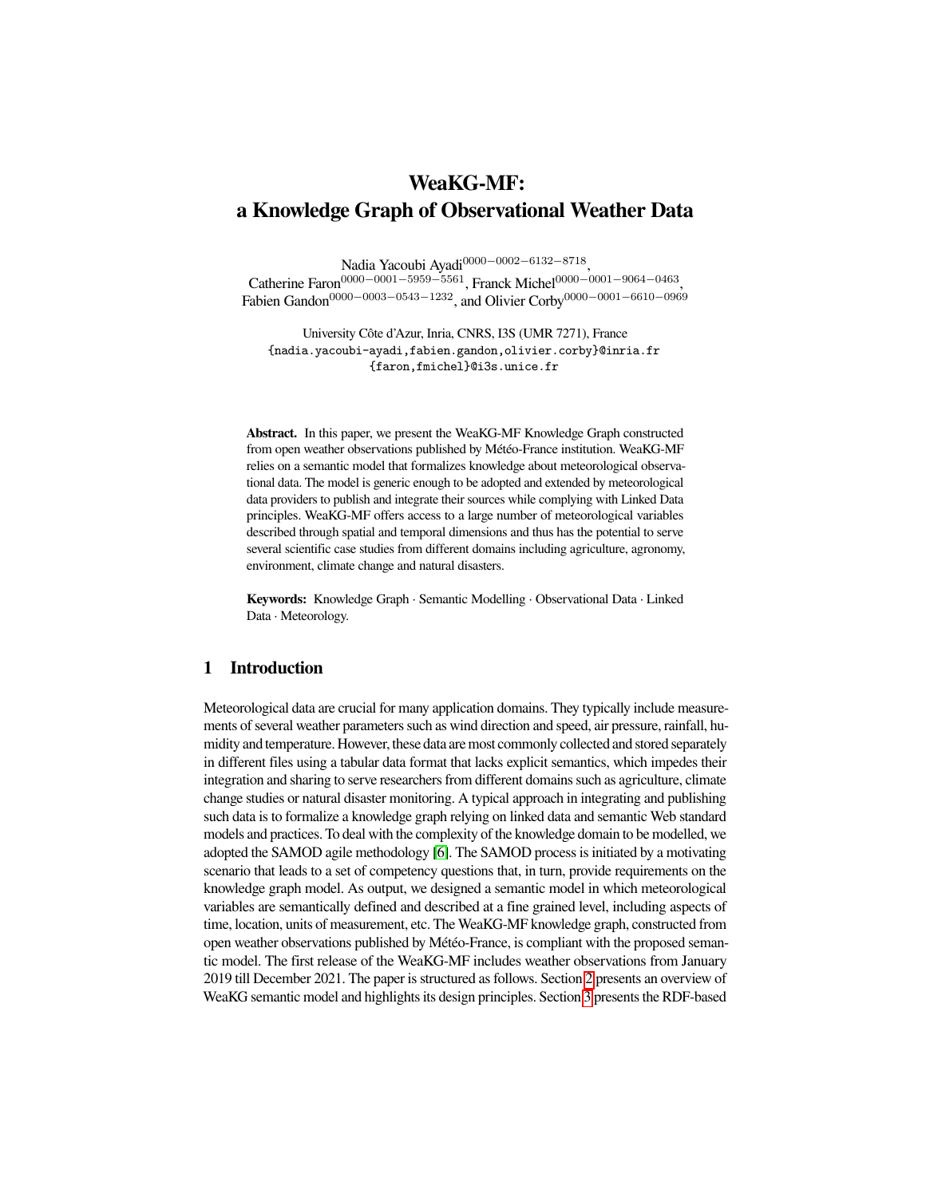# WeaKG-MF: a Knowledge Graph of Observational Weather Data

Nadia Yacoubi Ayadi[0000−0002−6132−8718], Catherine Faron[0000−0001−5959−5561], Franck Michel[0000−0001−9064−0463], Fabien Gandon[0000−0003−0543−1232], and Olivier Corby[0000−0001−6610−0969]

University Côte d'Azur, Inria, CNRS, I3S (UMR 7271), France
{nadia.yacoubi-ayadi,fabien.gandon,olivier.corby}@inria.fr
{faron,fmichel}@i3s.unice.fr

**Abstract.** In this paper, we present the WeaKG-MF Knowledge Graph constructed from open weather observations published by Météo-France institution. WeaKG-MF relies on a semantic model that formalizes knowledge about meteorological observational data. The model is generic enough to be adopted and extended by meteorological data providers to publish and integrate their sources while complying with Linked Data principles. WeaKG-MF offers access to a large number of meteorological variables described through spatial and temporal dimensions and thus has the potential to serve several scientific case studies from different domains including agriculture, agronomy, environment, climate change and natural disasters.

**Keywords:** Knowledge Graph · Semantic Modelling · Observational Data · Linked Data · Meteorology.

## 1 Introduction

Meteorological data are crucial for many application domains. They typically include measurements of several weather parameters such as wind direction and speed, air pressure, rainfall, humidity and temperature. However, these data are most commonly collected and stored separately in different files using a tabular data format that lacks explicit semantics, which impedes their integration and sharing to serve researchers from different domains such as agriculture, climate change studies or natural disaster monitoring. A typical approach in integrating and publishing such data is to formalize a knowledge graph relying on linked data and semantic Web standard models and practices. To deal with the complexity of the knowledge domain to be modelled, we adopted the SAMOD agile methodology [6]. The SAMOD process is initiated by a motivating scenario that leads to a set of competency questions that, in turn, provide requirements on the knowledge graph model. As output, we designed a semantic model in which meteorological variables are semantically defined and described at a fine grained level, including aspects of time, location, units of measurement, etc. The WeaKG-MF knowledge graph, constructed from open weather observations published by Météo-France, is compliant with the proposed semantic model. The first release of the WeaKG-MF includes weather observations from January 2019 till December 2021. The paper is structured as follows. Section 2 presents an overview of WeaKG semantic model and highlights its design principles. Section 3 presents the RDF-based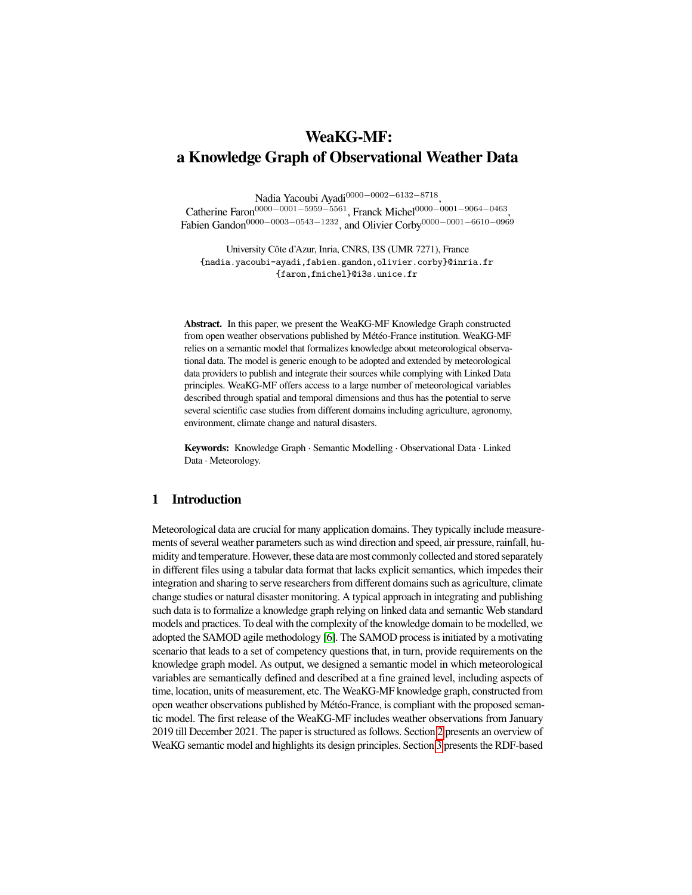# WeaKG-MF:
# a Knowledge Graph of Observational Weather Data

Nadia Yacoubi Ayadi[0000−0002−6132−8718], Catherine Faron[0000−0001−5959−5561], Franck Michel[0000−0001−9064−0463], Fabien Gandon[0000−0003−0543−1232], and Olivier Corby[0000−0001−6610−0969]

University Côte d'Azur, Inria, CNRS, I3S (UMR 7271), France
{nadia.yacoubi-ayadi,fabien.gandon,olivier.corby}@inria.fr
{faron,fmichel}@i3s.unice.fr

**Abstract.** In this paper, we present the WeaKG-MF Knowledge Graph constructed from open weather observations published by Météo-France institution. WeaKG-MF relies on a semantic model that formalizes knowledge about meteorological observational data. The model is generic enough to be adopted and extended by meteorological data providers to publish and integrate their sources while complying with Linked Data principles. WeaKG-MF offers access to a large number of meteorological variables described through spatial and temporal dimensions and thus has the potential to serve several scientific case studies from different domains including agriculture, agronomy, environment, climate change and natural disasters.

**Keywords:** Knowledge Graph · Semantic Modelling · Observational Data · Linked Data · Meteorology.

## 1 Introduction

Meteorological data are crucial for many application domains. They typically include measurements of several weather parameters such as wind direction and speed, air pressure, rainfall, humidity and temperature. However, these data are most commonly collected and stored separately in different files using a tabular data format that lacks explicit semantics, which impedes their integration and sharing to serve researchers from different domains such as agriculture, climate change studies or natural disaster monitoring. A typical approach in integrating and publishing such data is to formalize a knowledge graph relying on linked data and semantic Web standard models and practices. To deal with the complexity of the knowledge domain to be modelled, we adopted the SAMOD agile methodology [6]. The SAMOD process is initiated by a motivating scenario that leads to a set of competency questions that, in turn, provide requirements on the knowledge graph model. As output, we designed a semantic model in which meteorological variables are semantically defined and described at a fine grained level, including aspects of time, location, units of measurement, etc. The WeaKG-MF knowledge graph, constructed from open weather observations published by Météo-France, is compliant with the proposed semantic model. The first release of the WeaKG-MF includes weather observations from January 2019 till December 2021. The paper is structured as follows. Section 2 presents an overview of WeaKG semantic model and highlights its design principles. Section 3 presents the RDF-based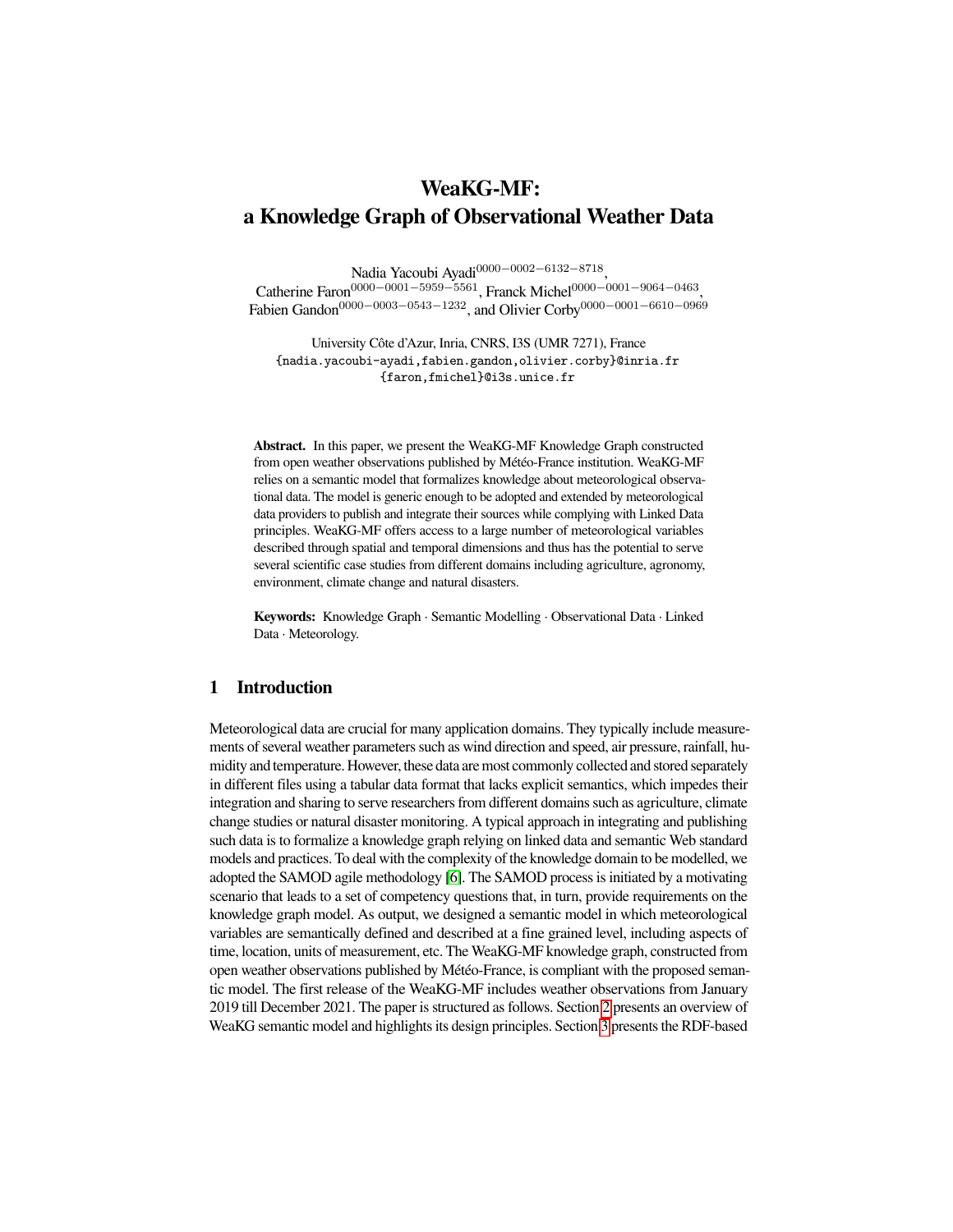# WeaKG-MF: a Knowledge Graph of Observational Weather Data

Nadia Yacoubi Ayadi[0000−0002−6132−8718], Catherine Faron[0000−0001−5959−5561], Franck Michel[0000−0001−9064−0463], Fabien Gandon[0000−0003−0543−1232], and Olivier Corby[0000−0001−6610−0969]

University Côte d'Azur, Inria, CNRS, I3S (UMR 7271), France
{nadia.yacoubi-ayadi,fabien.gandon,olivier.corby}@inria.fr
{faron,fmichel}@i3s.unice.fr

**Abstract.** In this paper, we present the WeaKG-MF Knowledge Graph constructed from open weather observations published by Météo-France institution. WeaKG-MF relies on a semantic model that formalizes knowledge about meteorological observational data. The model is generic enough to be adopted and extended by meteorological data providers to publish and integrate their sources while complying with Linked Data principles. WeaKG-MF offers access to a large number of meteorological variables described through spatial and temporal dimensions and thus has the potential to serve several scientific case studies from different domains including agriculture, agronomy, environment, climate change and natural disasters.

**Keywords:** Knowledge Graph · Semantic Modelling · Observational Data · Linked Data · Meteorology.

## 1 Introduction

Meteorological data are crucial for many application domains. They typically include measurements of several weather parameters such as wind direction and speed, air pressure, rainfall, humidity and temperature. However, these data are most commonly collected and stored separately in different files using a tabular data format that lacks explicit semantics, which impedes their integration and sharing to serve researchers from different domains such as agriculture, climate change studies or natural disaster monitoring. A typical approach in integrating and publishing such data is to formalize a knowledge graph relying on linked data and semantic Web standard models and practices. To deal with the complexity of the knowledge domain to be modelled, we adopted the SAMOD agile methodology [6]. The SAMOD process is initiated by a motivating scenario that leads to a set of competency questions that, in turn, provide requirements on the knowledge graph model. As output, we designed a semantic model in which meteorological variables are semantically defined and described at a fine grained level, including aspects of time, location, units of measurement, etc. The WeaKG-MF knowledge graph, constructed from open weather observations published by Météo-France, is compliant with the proposed semantic model. The first release of the WeaKG-MF includes weather observations from January 2019 till December 2021. The paper is structured as follows. Section 2 presents an overview of WeaKG semantic model and highlights its design principles. Section 3 presents the RDF-based